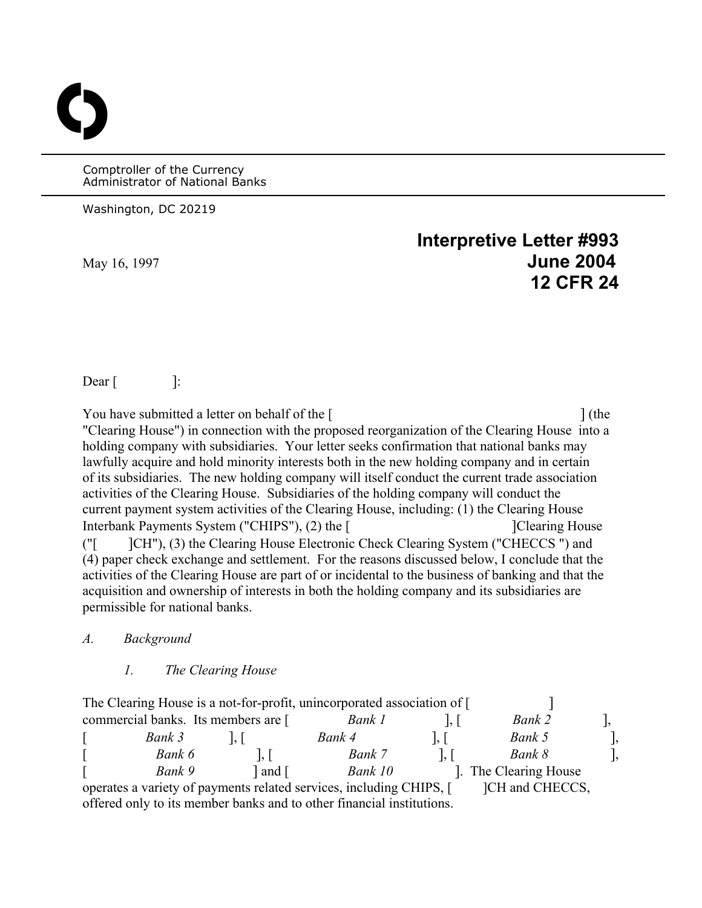Comptroller of the Currency
Administrator of National Banks

Washington, DC 20219

**Interpretive Letter #993**
**June 2004**
**12 CFR 24**

May 16, 1997

Dear [ ]:

You have submitted a letter on behalf of the [ ] (the "Clearing House") in connection with the proposed reorganization of the Clearing House into a holding company with subsidiaries. Your letter seeks confirmation that national banks may lawfully acquire and hold minority interests both in the new holding company and in certain of its subsidiaries. The new holding company will itself conduct the current trade association activities of the Clearing House. Subsidiaries of the holding company will conduct the current payment system activities of the Clearing House, including: (1) the Clearing House Interbank Payments System ("CHIPS"), (2) the [ ]Clearing House ("[ ]CH"), (3) the Clearing House Electronic Check Clearing System ("CHECCS ") and (4) paper check exchange and settlement. For the reasons discussed below, I conclude that the activities of the Clearing House are part of or incidental to the business of banking and that the acquisition and ownership of interests in both the holding company and its subsidiaries are permissible for national banks.

*A. Background*

*1. The Clearing House*

The Clearing House is a not-for-profit, unincorporated association of [ ] commercial banks. Its members are [ *Bank 1* ], [ *Bank 2* ], [ *Bank 3* ], [ *Bank 4* ], [ *Bank 5* ], [ *Bank 6* ], [ *Bank 7* ], [ *Bank 8* ], [ *Bank 9* ] and [ *Bank 10* ]. The Clearing House operates a variety of payments related services, including CHIPS, [ ]CH and CHECCS, offered only to its member banks and to other financial institutions.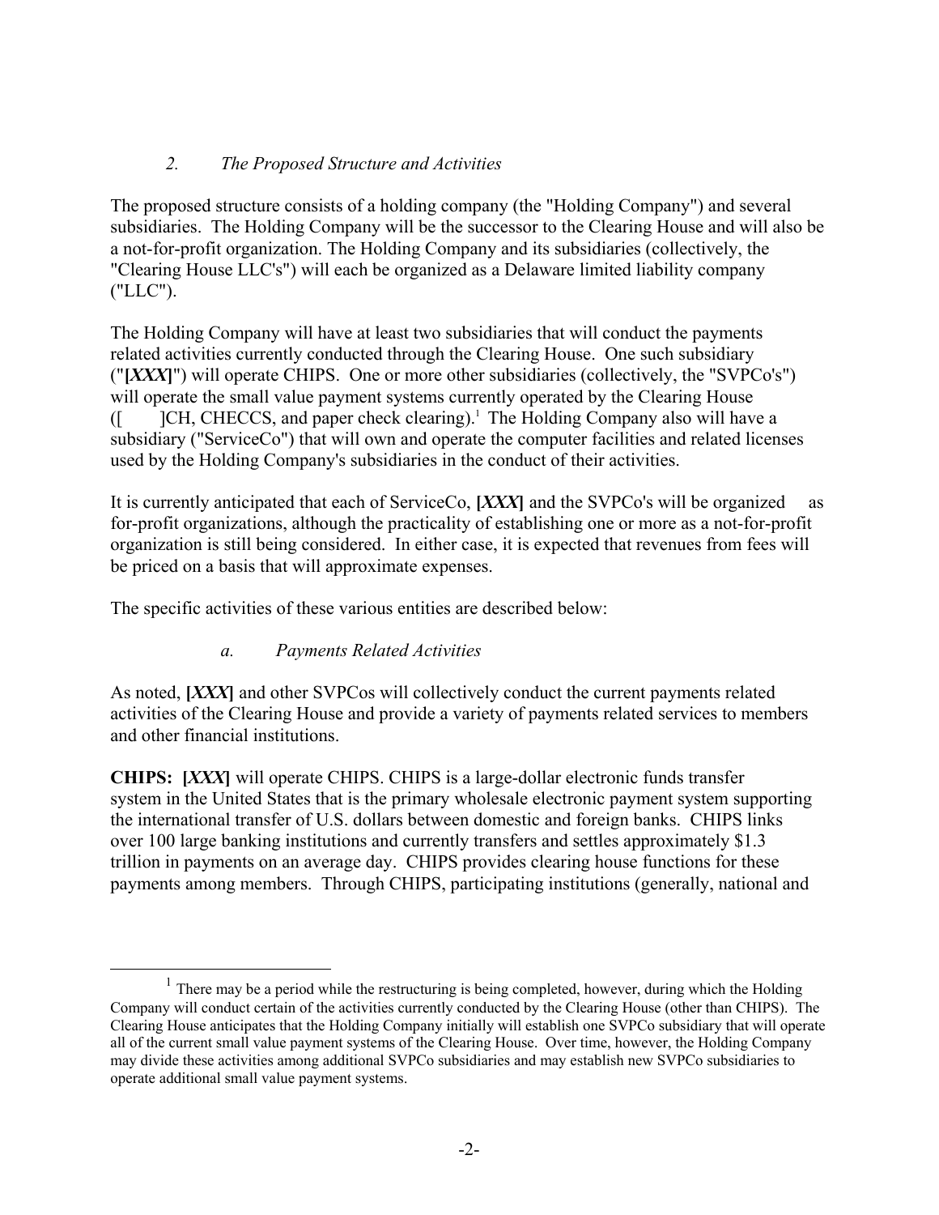### *2. The Proposed Structure and Activities*

The proposed structure consists of a holding company (the "Holding Company") and several subsidiaries. The Holding Company will be the successor to the Clearing House and will also be a not-for-profit organization. The Holding Company and its subsidiaries (collectively, the "Clearing House LLC's") will each be organized as a Delaware limited liability company ("LLC").

The Holding Company will have at least two subsidiaries that will conduct the payments related activities currently conducted through the Clearing House. One such subsidiary ("**[*XXX*]**") will operate CHIPS. One or more other subsidiaries (collectively, the "SVPCo's") will operate the small value payment systems currently operated by the Clearing House ([ ]CH, CHECCS, and paper check clearing).[1] The Holding Company also will have a subsidiary ("ServiceCo") that will own and operate the computer facilities and related licenses used by the Holding Company's subsidiaries in the conduct of their activities.

It is currently anticipated that each of ServiceCo, **[*XXX*]** and the SVPCo's will be organized as for-profit organizations, although the practicality of establishing one or more as a not-for-profit organization is still being considered. In either case, it is expected that revenues from fees will be priced on a basis that will approximate expenses.

The specific activities of these various entities are described below:

#### *a. Payments Related Activities*

As noted, **[*XXX*]** and other SVPCos will collectively conduct the current payments related activities of the Clearing House and provide a variety of payments related services to members and other financial institutions.

**CHIPS: [*XXX*]** will operate CHIPS. CHIPS is a large-dollar electronic funds transfer system in the United States that is the primary wholesale electronic payment system supporting the international transfer of U.S. dollars between domestic and foreign banks. CHIPS links over 100 large banking institutions and currently transfers and settles approximately $1.3 trillion in payments on an average day. CHIPS provides clearing house functions for these payments among members. Through CHIPS, participating institutions (generally, national and

---

[1] There may be a period while the restructuring is being completed, however, during which the Holding Company will conduct certain of the activities currently conducted by the Clearing House (other than CHIPS). The Clearing House anticipates that the Holding Company initially will establish one SVPCo subsidiary that will operate all of the current small value payment systems of the Clearing House. Over time, however, the Holding Company may divide these activities among additional SVPCo subsidiaries and may establish new SVPCo subsidiaries to operate additional small value payment systems.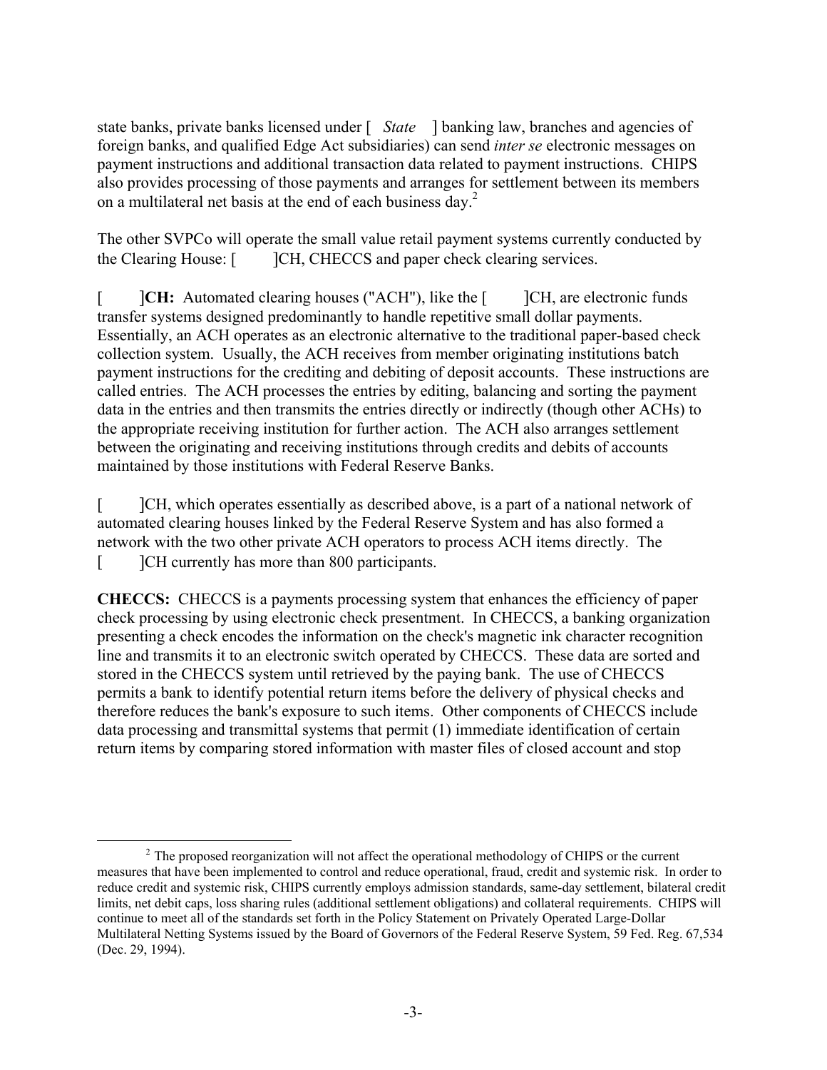state banks, private banks licensed under [ *State* ] banking law, branches and agencies of foreign banks, and qualified Edge Act subsidiaries) can send *inter se* electronic messages on payment instructions and additional transaction data related to payment instructions. CHIPS also provides processing of those payments and arranges for settlement between its members on a multilateral net basis at the end of each business day.[2]

The other SVPCo will operate the small value retail payment systems currently conducted by the Clearing House: [ ]CH, CHECCS and paper check clearing services.

**[ ]CH:** Automated clearing houses ("ACH"), like the [ ]CH, are electronic funds transfer systems designed predominantly to handle repetitive small dollar payments. Essentially, an ACH operates as an electronic alternative to the traditional paper-based check collection system. Usually, the ACH receives from member originating institutions batch payment instructions for the crediting and debiting of deposit accounts. These instructions are called entries. The ACH processes the entries by editing, balancing and sorting the payment data in the entries and then transmits the entries directly or indirectly (though other ACHs) to the appropriate receiving institution for further action. The ACH also arranges settlement between the originating and receiving institutions through credits and debits of accounts maintained by those institutions with Federal Reserve Banks.

[ ]CH, which operates essentially as described above, is a part of a national network of automated clearing houses linked by the Federal Reserve System and has also formed a network with the two other private ACH operators to process ACH items directly. The [ ]CH currently has more than 800 participants.

**CHECCS:** CHECCS is a payments processing system that enhances the efficiency of paper check processing by using electronic check presentment. In CHECCS, a banking organization presenting a check encodes the information on the check's magnetic ink character recognition line and transmits it to an electronic switch operated by CHECCS. These data are sorted and stored in the CHECCS system until retrieved by the paying bank. The use of CHECCS permits a bank to identify potential return items before the delivery of physical checks and therefore reduces the bank's exposure to such items. Other components of CHECCS include data processing and transmittal systems that permit (1) immediate identification of certain return items by comparing stored information with master files of closed account and stop

---

[2] The proposed reorganization will not affect the operational methodology of CHIPS or the current measures that have been implemented to control and reduce operational, fraud, credit and systemic risk. In order to reduce credit and systemic risk, CHIPS currently employs admission standards, same-day settlement, bilateral credit limits, net debit caps, loss sharing rules (additional settlement obligations) and collateral requirements. CHIPS will continue to meet all of the standards set forth in the Policy Statement on Privately Operated Large-Dollar Multilateral Netting Systems issued by the Board of Governors of the Federal Reserve System, 59 Fed. Reg. 67,534 (Dec. 29, 1994).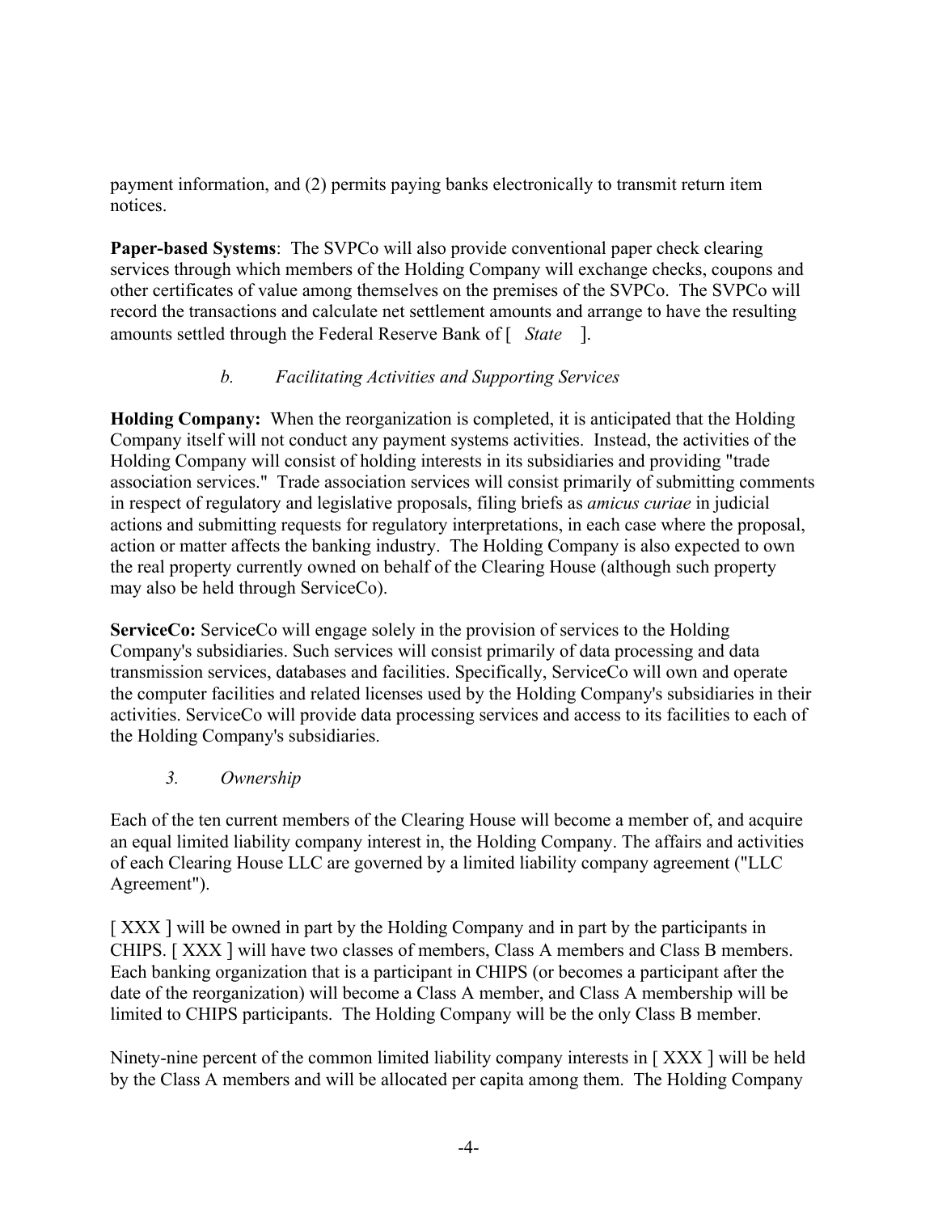payment information, and (2) permits paying banks electronically to transmit return item notices.

**Paper-based Systems**: The SVPCo will also provide conventional paper check clearing services through which members of the Holding Company will exchange checks, coupons and other certificates of value among themselves on the premises of the SVPCo. The SVPCo will record the transactions and calculate net settlement amounts and arrange to have the resulting amounts settled through the Federal Reserve Bank of [ *State* ].

*b. Facilitating Activities and Supporting Services*

**Holding Company:** When the reorganization is completed, it is anticipated that the Holding Company itself will not conduct any payment systems activities. Instead, the activities of the Holding Company will consist of holding interests in its subsidiaries and providing "trade association services." Trade association services will consist primarily of submitting comments in respect of regulatory and legislative proposals, filing briefs as *amicus curiae* in judicial actions and submitting requests for regulatory interpretations, in each case where the proposal, action or matter affects the banking industry. The Holding Company is also expected to own the real property currently owned on behalf of the Clearing House (although such property may also be held through ServiceCo).

**ServiceCo:** ServiceCo will engage solely in the provision of services to the Holding Company's subsidiaries. Such services will consist primarily of data processing and data transmission services, databases and facilities. Specifically, ServiceCo will own and operate the computer facilities and related licenses used by the Holding Company's subsidiaries in their activities. ServiceCo will provide data processing services and access to its facilities to each of the Holding Company's subsidiaries.

*3. Ownership*

Each of the ten current members of the Clearing House will become a member of, and acquire an equal limited liability company interest in, the Holding Company. The affairs and activities of each Clearing House LLC are governed by a limited liability company agreement ("LLC Agreement").

[ XXX ] will be owned in part by the Holding Company and in part by the participants in CHIPS. [ XXX ] will have two classes of members, Class A members and Class B members. Each banking organization that is a participant in CHIPS (or becomes a participant after the date of the reorganization) will become a Class A member, and Class A membership will be limited to CHIPS participants. The Holding Company will be the only Class B member.

Ninety-nine percent of the common limited liability company interests in [ XXX ] will be held by the Class A members and will be allocated per capita among them. The Holding Company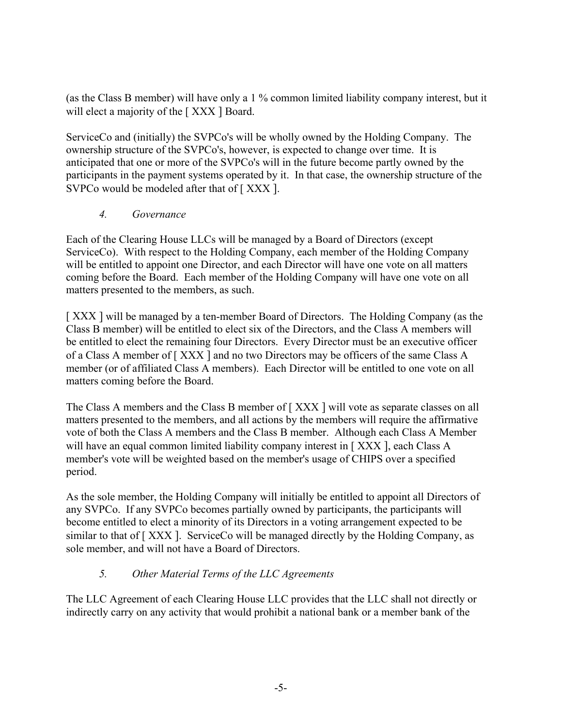(as the Class B member) will have only a 1 % common limited liability company interest, but it will elect a majority of the [ XXX ] Board.

ServiceCo and (initially) the SVPCo's will be wholly owned by the Holding Company. The ownership structure of the SVPCo's, however, is expected to change over time. It is anticipated that one or more of the SVPCo's will in the future become partly owned by the participants in the payment systems operated by it. In that case, the ownership structure of the SVPCo would be modeled after that of [ XXX ].

### *4. Governance*

Each of the Clearing House LLCs will be managed by a Board of Directors (except ServiceCo). With respect to the Holding Company, each member of the Holding Company will be entitled to appoint one Director, and each Director will have one vote on all matters coming before the Board. Each member of the Holding Company will have one vote on all matters presented to the members, as such.

[ XXX ] will be managed by a ten-member Board of Directors. The Holding Company (as the Class B member) will be entitled to elect six of the Directors, and the Class A members will be entitled to elect the remaining four Directors. Every Director must be an executive officer of a Class A member of [ XXX ] and no two Directors may be officers of the same Class A member (or of affiliated Class A members). Each Director will be entitled to one vote on all matters coming before the Board.

The Class A members and the Class B member of [ XXX ] will vote as separate classes on all matters presented to the members, and all actions by the members will require the affirmative vote of both the Class A members and the Class B member. Although each Class A Member will have an equal common limited liability company interest in [ XXX ], each Class A member's vote will be weighted based on the member's usage of CHIPS over a specified period.

As the sole member, the Holding Company will initially be entitled to appoint all Directors of any SVPCo. If any SVPCo becomes partially owned by participants, the participants will become entitled to elect a minority of its Directors in a voting arrangement expected to be similar to that of [ XXX ]. ServiceCo will be managed directly by the Holding Company, as sole member, and will not have a Board of Directors.

### *5. Other Material Terms of the LLC Agreements*

The LLC Agreement of each Clearing House LLC provides that the LLC shall not directly or indirectly carry on any activity that would prohibit a national bank or a member bank of the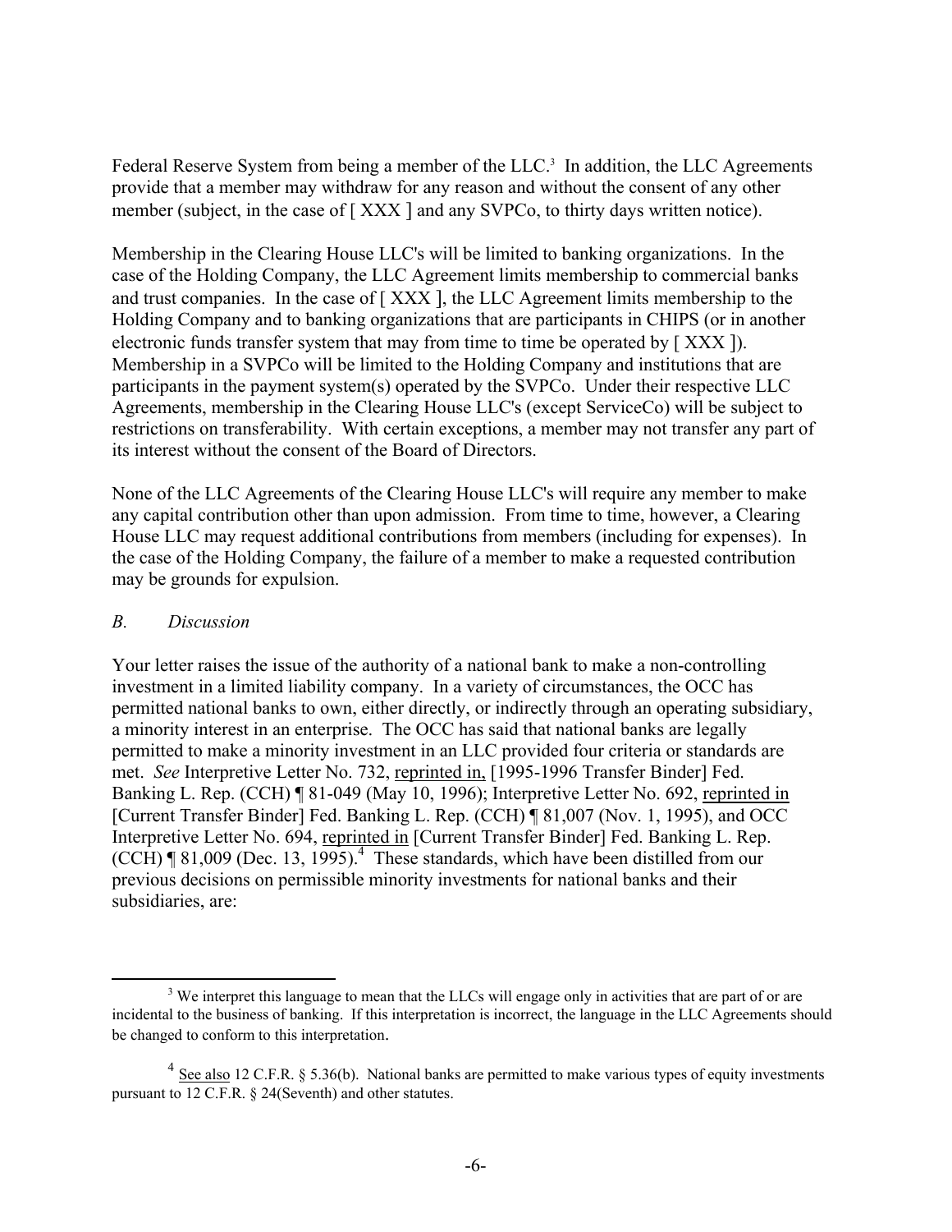Federal Reserve System from being a member of the LLC.[3] In addition, the LLC Agreements provide that a member may withdraw for any reason and without the consent of any other member (subject, in the case of [ XXX ] and any SVPCo, to thirty days written notice).

Membership in the Clearing House LLC's will be limited to banking organizations. In the case of the Holding Company, the LLC Agreement limits membership to commercial banks and trust companies. In the case of [ XXX ], the LLC Agreement limits membership to the Holding Company and to banking organizations that are participants in CHIPS (or in another electronic funds transfer system that may from time to time be operated by [ XXX ]). Membership in a SVPCo will be limited to the Holding Company and institutions that are participants in the payment system(s) operated by the SVPCo. Under their respective LLC Agreements, membership in the Clearing House LLC's (except ServiceCo) will be subject to restrictions on transferability. With certain exceptions, a member may not transfer any part of its interest without the consent of the Board of Directors.

None of the LLC Agreements of the Clearing House LLC's will require any member to make any capital contribution other than upon admission. From time to time, however, a Clearing House LLC may request additional contributions from members (including for expenses). In the case of the Holding Company, the failure of a member to make a requested contribution may be grounds for expulsion.

### *B. Discussion*

Your letter raises the issue of the authority of a national bank to make a non-controlling investment in a limited liability company. In a variety of circumstances, the OCC has permitted national banks to own, either directly, or indirectly through an operating subsidiary, a minority interest in an enterprise. The OCC has said that national banks are legally permitted to make a minority investment in an LLC provided four criteria or standards are met. *See* Interpretive Letter No. 732, reprinted in, [1995-1996 Transfer Binder] Fed. Banking L. Rep. (CCH) ¶ 81-049 (May 10, 1996); Interpretive Letter No. 692, reprinted in [Current Transfer Binder] Fed. Banking L. Rep. (CCH) ¶ 81,007 (Nov. 1, 1995), and OCC Interpretive Letter No. 694, reprinted in [Current Transfer Binder] Fed. Banking L. Rep. (CCH) ¶ 81,009 (Dec. 13, 1995).[4] These standards, which have been distilled from our previous decisions on permissible minority investments for national banks and their subsidiaries, are:

---

[3] We interpret this language to mean that the LLCs will engage only in activities that are part of or are incidental to the business of banking. If this interpretation is incorrect, the language in the LLC Agreements should be changed to conform to this interpretation.

[4] See also 12 C.F.R. § 5.36(b). National banks are permitted to make various types of equity investments pursuant to 12 C.F.R. § 24(Seventh) and other statutes.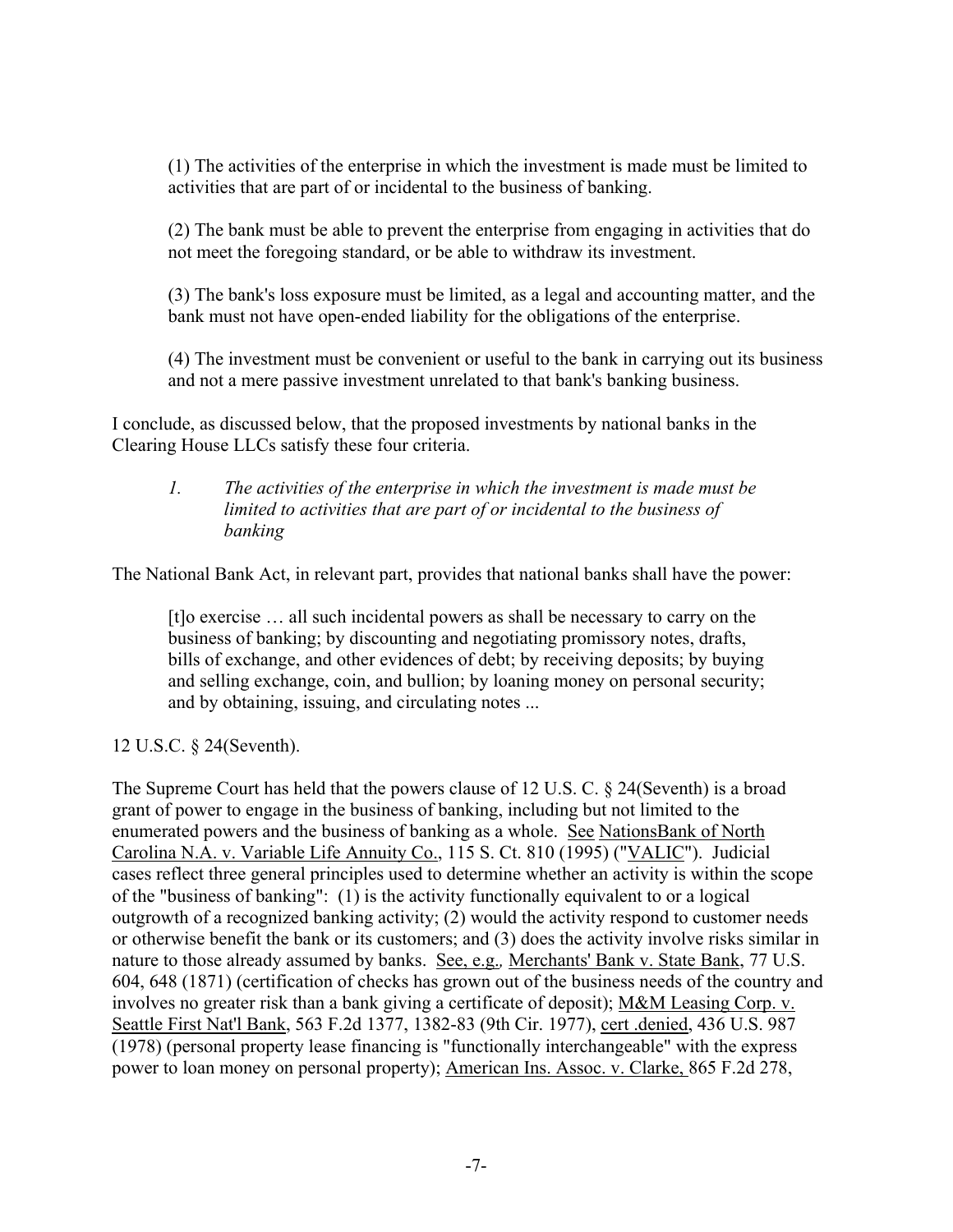(1) The activities of the enterprise in which the investment is made must be limited to activities that are part of or incidental to the business of banking.

(2) The bank must be able to prevent the enterprise from engaging in activities that do not meet the foregoing standard, or be able to withdraw its investment.

(3) The bank's loss exposure must be limited, as a legal and accounting matter, and the bank must not have open-ended liability for the obligations of the enterprise.

(4) The investment must be convenient or useful to the bank in carrying out its business and not a mere passive investment unrelated to that bank's banking business.

I conclude, as discussed below, that the proposed investments by national banks in the Clearing House LLCs satisfy these four criteria.

*1. The activities of the enterprise in which the investment is made must be limited to activities that are part of or incidental to the business of banking*

The National Bank Act, in relevant part, provides that national banks shall have the power:

> [t]o exercise … all such incidental powers as shall be necessary to carry on the business of banking; by discounting and negotiating promissory notes, drafts, bills of exchange, and other evidences of debt; by receiving deposits; by buying and selling exchange, coin, and bullion; by loaning money on personal security; and by obtaining, issuing, and circulating notes ...

12 U.S.C. § 24(Seventh).

The Supreme Court has held that the powers clause of 12 U.S. C. § 24(Seventh) is a broad grant of power to engage in the business of banking, including but not limited to the enumerated powers and the business of banking as a whole. See NationsBank of North Carolina N.A. v. Variable Life Annuity Co., 115 S. Ct. 810 (1995) ("VALIC"). Judicial cases reflect three general principles used to determine whether an activity is within the scope of the "business of banking": (1) is the activity functionally equivalent to or a logical outgrowth of a recognized banking activity; (2) would the activity respond to customer needs or otherwise benefit the bank or its customers; and (3) does the activity involve risks similar in nature to those already assumed by banks. *See, e.g.,* Merchants' Bank v. State Bank, 77 U.S. 604, 648 (1871) (certification of checks has grown out of the business needs of the country and involves no greater risk than a bank giving a certificate of deposit); M&M Leasing Corp. v. Seattle First Nat'l Bank, 563 F.2d 1377, 1382-83 (9th Cir. 1977), cert .denied, 436 U.S. 987 (1978) (personal property lease financing is "functionally interchangeable" with the express power to loan money on personal property); American Ins. Assoc. v. Clarke, 865 F.2d 278,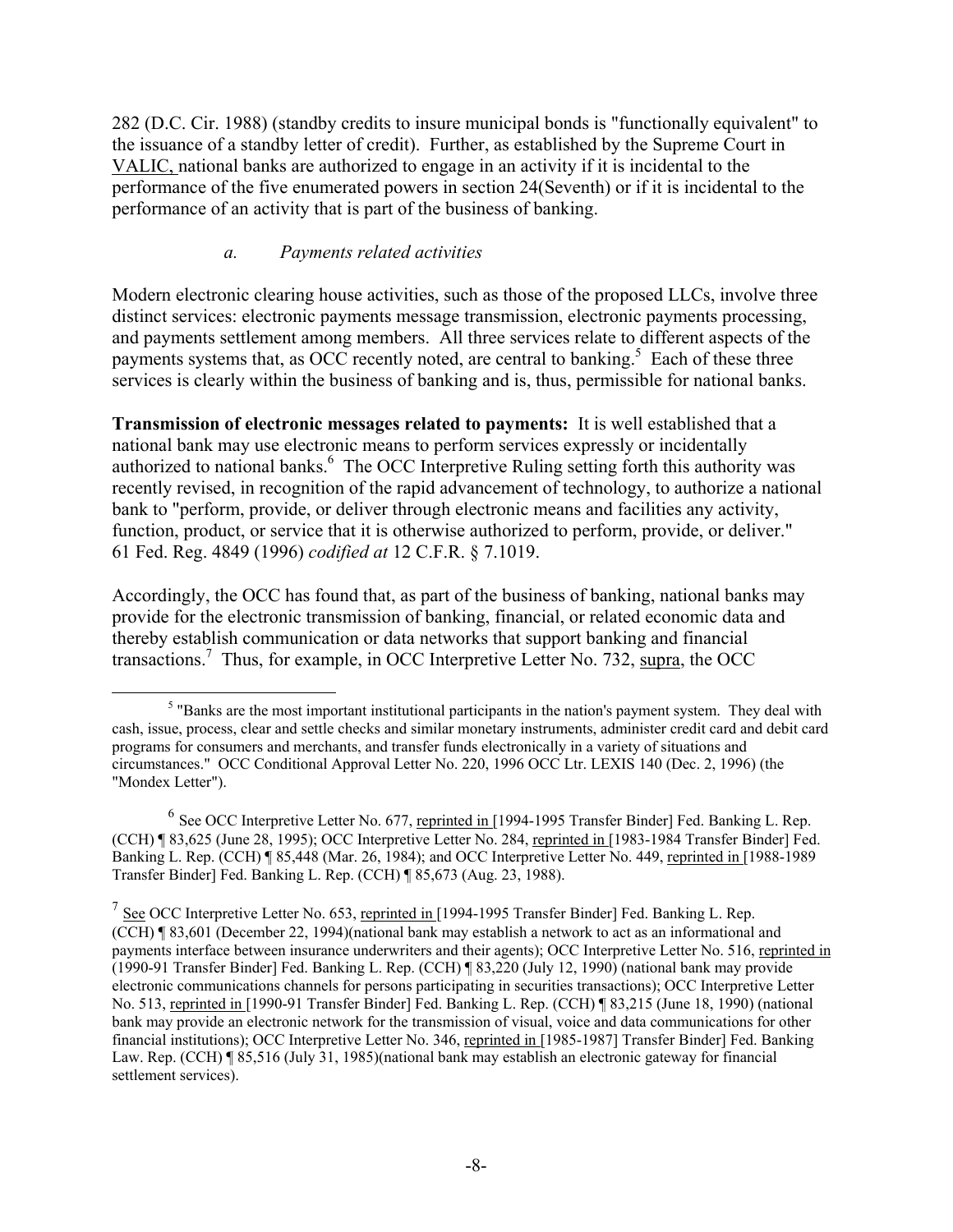282 (D.C. Cir. 1988) (standby credits to insure municipal bonds is "functionally equivalent" to the issuance of a standby letter of credit). Further, as established by the Supreme Court in VALIC, national banks are authorized to engage in an activity if it is incidental to the performance of the five enumerated powers in section 24(Seventh) or if it is incidental to the performance of an activity that is part of the business of banking.

*a. Payments related activities*

Modern electronic clearing house activities, such as those of the proposed LLCs, involve three distinct services: electronic payments message transmission, electronic payments processing, and payments settlement among members. All three services relate to different aspects of the payments systems that, as OCC recently noted, are central to banking.[5] Each of these three services is clearly within the business of banking and is, thus, permissible for national banks.

**Transmission of electronic messages related to payments:** It is well established that a national bank may use electronic means to perform services expressly or incidentally authorized to national banks.[6] The OCC Interpretive Ruling setting forth this authority was recently revised, in recognition of the rapid advancement of technology, to authorize a national bank to "perform, provide, or deliver through electronic means and facilities any activity, function, product, or service that it is otherwise authorized to perform, provide, or deliver." 61 Fed. Reg. 4849 (1996) *codified at* 12 C.F.R. § 7.1019.

Accordingly, the OCC has found that, as part of the business of banking, national banks may provide for the electronic transmission of banking, financial, or related economic data and thereby establish communication or data networks that support banking and financial transactions.[7] Thus, for example, in OCC Interpretive Letter No. 732, supra, the OCC

---

[5] "Banks are the most important institutional participants in the nation's payment system. They deal with cash, issue, process, clear and settle checks and similar monetary instruments, administer credit card and debit card programs for consumers and merchants, and transfer funds electronically in a variety of situations and circumstances." OCC Conditional Approval Letter No. 220, 1996 OCC Ltr. LEXIS 140 (Dec. 2, 1996) (the "Mondex Letter").

[6] See OCC Interpretive Letter No. 677, reprinted in [1994-1995 Transfer Binder] Fed. Banking L. Rep. (CCH) ¶ 83,625 (June 28, 1995); OCC Interpretive Letter No. 284, reprinted in [1983-1984 Transfer Binder] Fed. Banking L. Rep. (CCH) ¶ 85,448 (Mar. 26, 1984); and OCC Interpretive Letter No. 449, reprinted in [1988-1989 Transfer Binder] Fed. Banking L. Rep. (CCH) ¶ 85,673 (Aug. 23, 1988).

[7] See OCC Interpretive Letter No. 653, reprinted in [1994-1995 Transfer Binder] Fed. Banking L. Rep. (CCH) ¶ 83,601 (December 22, 1994)(national bank may establish a network to act as an informational and payments interface between insurance underwriters and their agents); OCC Interpretive Letter No. 516, reprinted in (1990-91 Transfer Binder] Fed. Banking L. Rep. (CCH) ¶ 83,220 (July 12, 1990) (national bank may provide electronic communications channels for persons participating in securities transactions); OCC Interpretive Letter No. 513, reprinted in [1990-91 Transfer Binder] Fed. Banking L. Rep. (CCH) ¶ 83,215 (June 18, 1990) (national bank may provide an electronic network for the transmission of visual, voice and data communications for other financial institutions); OCC Interpretive Letter No. 346, reprinted in [1985-1987] Transfer Binder] Fed. Banking Law. Rep. (CCH) ¶ 85,516 (July 31, 1985)(national bank may establish an electronic gateway for financial settlement services).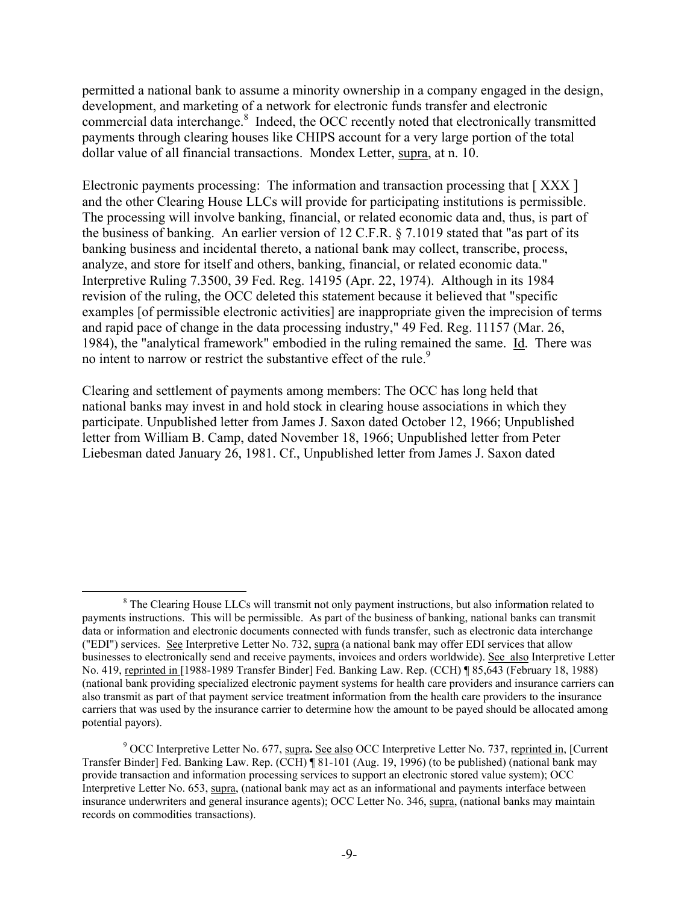permitted a national bank to assume a minority ownership in a company engaged in the design, development, and marketing of a network for electronic funds transfer and electronic commercial data interchange.[8] Indeed, the OCC recently noted that electronically transmitted payments through clearing houses like CHIPS account for a very large portion of the total dollar value of all financial transactions. Mondex Letter, supra, at n. 10.

Electronic payments processing: The information and transaction processing that [ XXX ] and the other Clearing House LLCs will provide for participating institutions is permissible. The processing will involve banking, financial, or related economic data and, thus, is part of the business of banking. An earlier version of 12 C.F.R. § 7.1019 stated that "as part of its banking business and incidental thereto, a national bank may collect, transcribe, process, analyze, and store for itself and others, banking, financial, or related economic data." Interpretive Ruling 7.3500, 39 Fed. Reg. 14195 (Apr. 22, 1974). Although in its 1984 revision of the ruling, the OCC deleted this statement because it believed that "specific examples [of permissible electronic activities] are inappropriate given the imprecision of terms and rapid pace of change in the data processing industry," 49 Fed. Reg. 11157 (Mar. 26, 1984), the "analytical framework" embodied in the ruling remained the same. Id. There was no intent to narrow or restrict the substantive effect of the rule.[9]

Clearing and settlement of payments among members: The OCC has long held that national banks may invest in and hold stock in clearing house associations in which they participate. Unpublished letter from James J. Saxon dated October 12, 1966; Unpublished letter from William B. Camp, dated November 18, 1966; Unpublished letter from Peter Liebesman dated January 26, 1981. Cf., Unpublished letter from James J. Saxon dated

---

[8] The Clearing House LLCs will transmit not only payment instructions, but also information related to payments instructions. This will be permissible. As part of the business of banking, national banks can transmit data or information and electronic documents connected with funds transfer, such as electronic data interchange ("EDI") services. See Interpretive Letter No. 732, supra (a national bank may offer EDI services that allow businesses to electronically send and receive payments, invoices and orders worldwide). See also Interpretive Letter No. 419, reprinted in [1988-1989 Transfer Binder] Fed. Banking Law. Rep. (CCH) ¶ 85,643 (February 18, 1988) (national bank providing specialized electronic payment systems for health care providers and insurance carriers can also transmit as part of that payment service treatment information from the health care providers to the insurance carriers that was used by the insurance carrier to determine how the amount to be payed should be allocated among potential payors).

[9] OCC Interpretive Letter No. 677, supra. See also OCC Interpretive Letter No. 737, reprinted in, [Current Transfer Binder] Fed. Banking Law. Rep. (CCH) ¶ 81-101 (Aug. 19, 1996) (to be published) (national bank may provide transaction and information processing services to support an electronic stored value system); OCC Interpretive Letter No. 653, supra, (national bank may act as an informational and payments interface between insurance underwriters and general insurance agents); OCC Letter No. 346, supra, (national banks may maintain records on commodities transactions).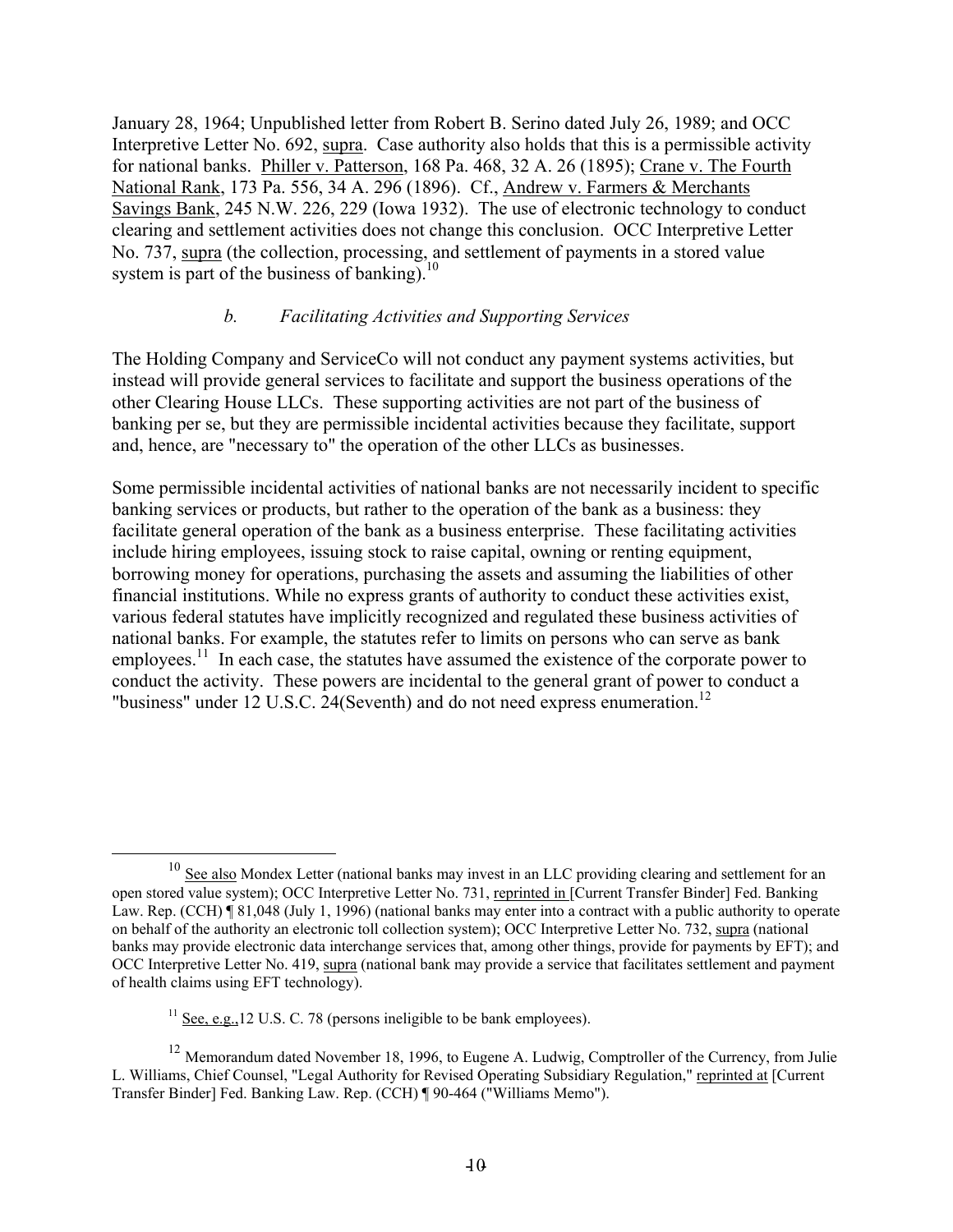January 28, 1964; Unpublished letter from Robert B. Serino dated July 26, 1989; and OCC Interpretive Letter No. 692, supra. Case authority also holds that this is a permissible activity for national banks. Philler v. Patterson, 168 Pa. 468, 32 A. 26 (1895); Crane v. The Fourth National Rank, 173 Pa. 556, 34 A. 296 (1896). Cf., Andrew v. Farmers & Merchants Savings Bank, 245 N.W. 226, 229 (Iowa 1932). The use of electronic technology to conduct clearing and settlement activities does not change this conclusion. OCC Interpretive Letter No. 737, supra (the collection, processing, and settlement of payments in a stored value system is part of the business of banking).[10]

### *b. Facilitating Activities and Supporting Services*

The Holding Company and ServiceCo will not conduct any payment systems activities, but instead will provide general services to facilitate and support the business operations of the other Clearing House LLCs. These supporting activities are not part of the business of banking per se, but they are permissible incidental activities because they facilitate, support and, hence, are "necessary to" the operation of the other LLCs as businesses.

Some permissible incidental activities of national banks are not necessarily incident to specific banking services or products, but rather to the operation of the bank as a business: they facilitate general operation of the bank as a business enterprise. These facilitating activities include hiring employees, issuing stock to raise capital, owning or renting equipment, borrowing money for operations, purchasing the assets and assuming the liabilities of other financial institutions. While no express grants of authority to conduct these activities exist, various federal statutes have implicitly recognized and regulated these business activities of national banks. For example, the statutes refer to limits on persons who can serve as bank employees.[11] In each case, the statutes have assumed the existence of the corporate power to conduct the activity. These powers are incidental to the general grant of power to conduct a "business" under 12 U.S.C. 24(Seventh) and do not need express enumeration.[12]

---

[10] See also Mondex Letter (national banks may invest in an LLC providing clearing and settlement for an open stored value system); OCC Interpretive Letter No. 731, reprinted in [Current Transfer Binder] Fed. Banking Law. Rep. (CCH) ¶ 81,048 (July 1, 1996) (national banks may enter into a contract with a public authority to operate on behalf of the authority an electronic toll collection system); OCC Interpretive Letter No. 732, supra (national banks may provide electronic data interchange services that, among other things, provide for payments by EFT); and OCC Interpretive Letter No. 419, supra (national bank may provide a service that facilitates settlement and payment of health claims using EFT technology).

[11] See, e.g.,12 U.S. C. 78 (persons ineligible to be bank employees).

[12] Memorandum dated November 18, 1996, to Eugene A. Ludwig, Comptroller of the Currency, from Julie L. Williams, Chief Counsel, "Legal Authority for Revised Operating Subsidiary Regulation," reprinted at [Current Transfer Binder] Fed. Banking Law. Rep. (CCH) ¶ 90-464 ("Williams Memo").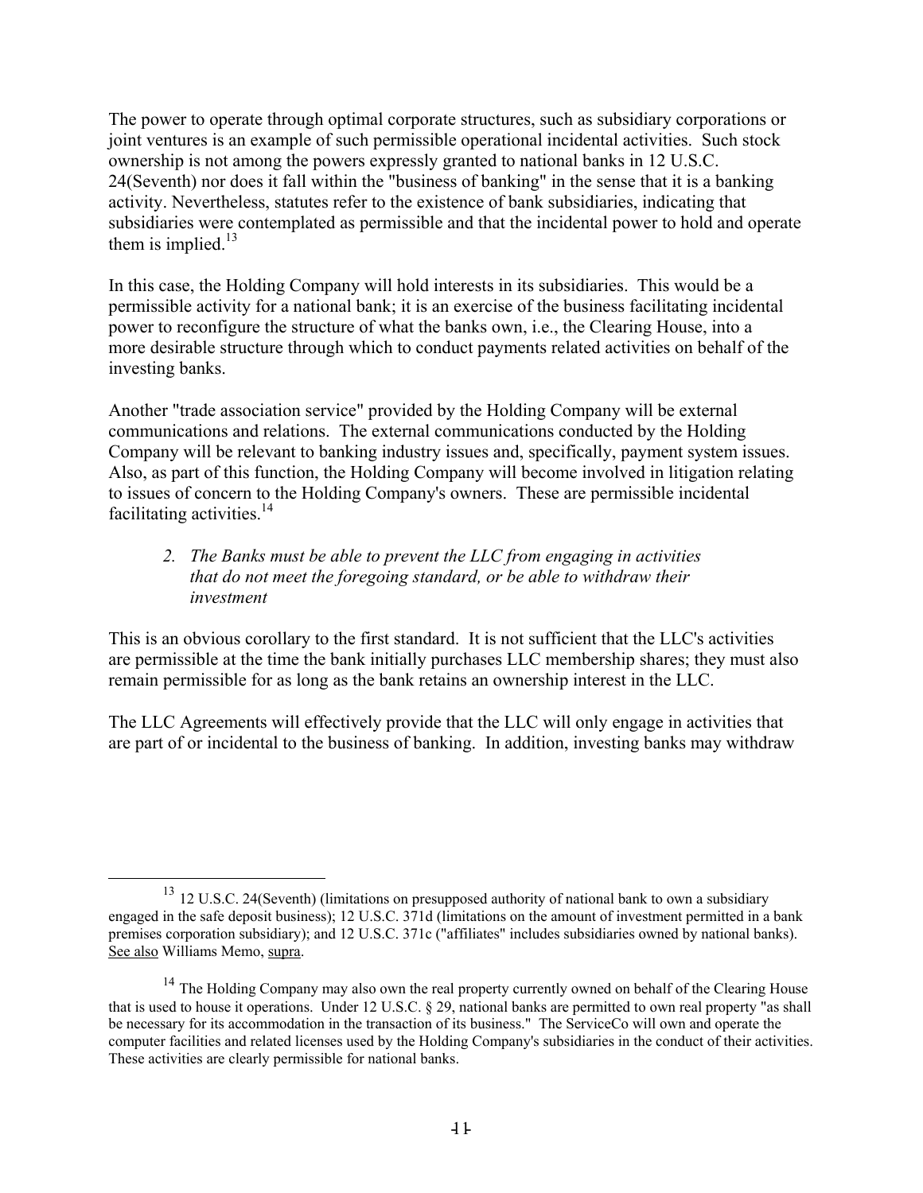The power to operate through optimal corporate structures, such as subsidiary corporations or joint ventures is an example of such permissible operational incidental activities. Such stock ownership is not among the powers expressly granted to national banks in 12 U.S.C. 24(Seventh) nor does it fall within the "business of banking" in the sense that it is a banking activity. Nevertheless, statutes refer to the existence of bank subsidiaries, indicating that subsidiaries were contemplated as permissible and that the incidental power to hold and operate them is implied.[13]

In this case, the Holding Company will hold interests in its subsidiaries. This would be a permissible activity for a national bank; it is an exercise of the business facilitating incidental power to reconfigure the structure of what the banks own, i.e., the Clearing House, into a more desirable structure through which to conduct payments related activities on behalf of the investing banks.

Another "trade association service" provided by the Holding Company will be external communications and relations. The external communications conducted by the Holding Company will be relevant to banking industry issues and, specifically, payment system issues. Also, as part of this function, the Holding Company will become involved in litigation relating to issues of concern to the Holding Company's owners. These are permissible incidental facilitating activities.[14]

> *2. The Banks must be able to prevent the LLC from engaging in activities that do not meet the foregoing standard, or be able to withdraw their investment*

This is an obvious corollary to the first standard. It is not sufficient that the LLC's activities are permissible at the time the bank initially purchases LLC membership shares; they must also remain permissible for as long as the bank retains an ownership interest in the LLC.

The LLC Agreements will effectively provide that the LLC will only engage in activities that are part of or incidental to the business of banking. In addition, investing banks may withdraw

---

[13] 12 U.S.C. 24(Seventh) (limitations on presupposed authority of national bank to own a subsidiary engaged in the safe deposit business); 12 U.S.C. 371d (limitations on the amount of investment permitted in a bank premises corporation subsidiary); and 12 U.S.C. 371c ("affiliates" includes subsidiaries owned by national banks). See also Williams Memo, supra.

[14] The Holding Company may also own the real property currently owned on behalf of the Clearing House that is used to house it operations. Under 12 U.S.C. § 29, national banks are permitted to own real property "as shall be necessary for its accommodation in the transaction of its business." The ServiceCo will own and operate the computer facilities and related licenses used by the Holding Company's subsidiaries in the conduct of their activities. These activities are clearly permissible for national banks.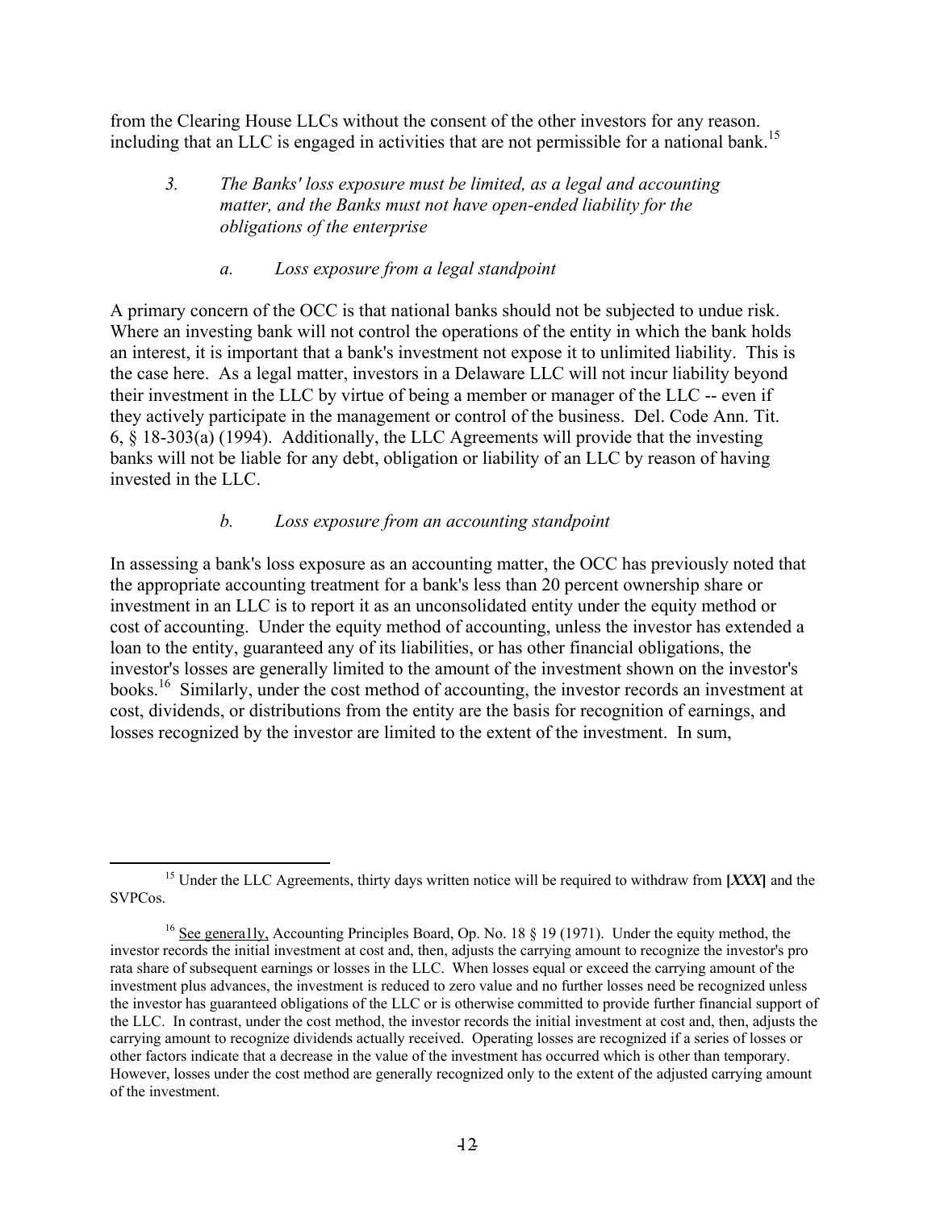from the Clearing House LLCs without the consent of the other investors for any reason. including that an LLC is engaged in activities that are not permissible for a national bank.[15]

*3. The Banks' loss exposure must be limited, as a legal and accounting matter, and the Banks must not have open-ended liability for the obligations of the enterprise*

*a. Loss exposure from a legal standpoint*

A primary concern of the OCC is that national banks should not be subjected to undue risk. Where an investing bank will not control the operations of the entity in which the bank holds an interest, it is important that a bank's investment not expose it to unlimited liability. This is the case here. As a legal matter, investors in a Delaware LLC will not incur liability beyond their investment in the LLC by virtue of being a member or manager of the LLC -- even if they actively participate in the management or control of the business. Del. Code Ann. Tit. 6, § 18-303(a) (1994). Additionally, the LLC Agreements will provide that the investing banks will not be liable for any debt, obligation or liability of an LLC by reason of having invested in the LLC.

*b. Loss exposure from an accounting standpoint*

In assessing a bank's loss exposure as an accounting matter, the OCC has previously noted that the appropriate accounting treatment for a bank's less than 20 percent ownership share or investment in an LLC is to report it as an unconsolidated entity under the equity method or cost of accounting. Under the equity method of accounting, unless the investor has extended a loan to the entity, guaranteed any of its liabilities, or has other financial obligations, the investor's losses are generally limited to the amount of the investment shown on the investor's books.[16] Similarly, under the cost method of accounting, the investor records an investment at cost, dividends, or distributions from the entity are the basis for recognition of earnings, and losses recognized by the investor are limited to the extent of the investment. In sum,

---

[15] Under the LLC Agreements, thirty days written notice will be required to withdraw from **[*XXX*]** and the SVPCos.

[16] See genera1ly, Accounting Principles Board, Op. No. 18 § 19 (1971). Under the equity method, the investor records the initial investment at cost and, then, adjusts the carrying amount to recognize the investor's pro rata share of subsequent earnings or losses in the LLC. When losses equal or exceed the carrying amount of the investment plus advances, the investment is reduced to zero value and no further losses need be recognized unless the investor has guaranteed obligations of the LLC or is otherwise committed to provide further financial support of the LLC. In contrast, under the cost method, the investor records the initial investment at cost and, then, adjusts the carrying amount to recognize dividends actually received. Operating losses are recognized if a series of losses or other factors indicate that a decrease in the value of the investment has occurred which is other than temporary. However, losses under the cost method are generally recognized only to the extent of the adjusted carrying amount of the investment.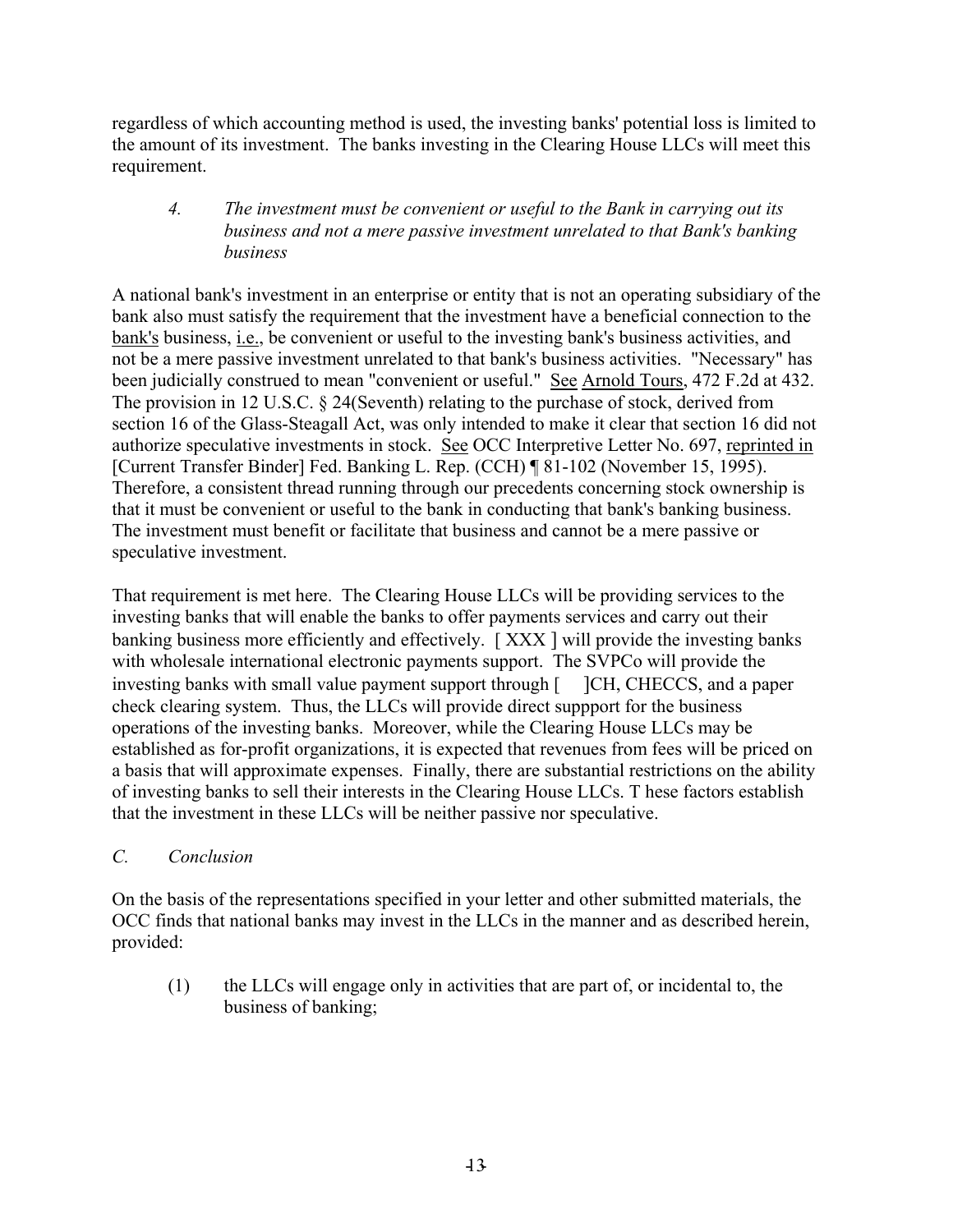regardless of which accounting method is used, the investing banks' potential loss is limited to the amount of its investment. The banks investing in the Clearing House LLCs will meet this requirement.

> *4. The investment must be convenient or useful to the Bank in carrying out its business and not a mere passive investment unrelated to that Bank's banking business*

A national bank's investment in an enterprise or entity that is not an operating subsidiary of the bank also must satisfy the requirement that the investment have a beneficial connection to the bank's business, i.e., be convenient or useful to the investing bank's business activities, and not be a mere passive investment unrelated to that bank's business activities. "Necessary" has been judicially construed to mean "convenient or useful." See Arnold Tours, 472 F.2d at 432. The provision in 12 U.S.C. § 24(Seventh) relating to the purchase of stock, derived from section 16 of the Glass-Steagall Act, was only intended to make it clear that section 16 did not authorize speculative investments in stock. See OCC Interpretive Letter No. 697, reprinted in [Current Transfer Binder] Fed. Banking L. Rep. (CCH) ¶ 81-102 (November 15, 1995). Therefore, a consistent thread running through our precedents concerning stock ownership is that it must be convenient or useful to the bank in conducting that bank's banking business. The investment must benefit or facilitate that business and cannot be a mere passive or speculative investment.

That requirement is met here. The Clearing House LLCs will be providing services to the investing banks that will enable the banks to offer payments services and carry out their banking business more efficiently and effectively. [ XXX ] will provide the investing banks with wholesale international electronic payments support. The SVPCo will provide the investing banks with small value payment support through [ ]CH, CHECCS, and a paper check clearing system. Thus, the LLCs will provide direct suppport for the business operations of the investing banks. Moreover, while the Clearing House LLCs may be established as for-profit organizations, it is expected that revenues from fees will be priced on a basis that will approximate expenses. Finally, there are substantial restrictions on the ability of investing banks to sell their interests in the Clearing House LLCs. T hese factors establish that the investment in these LLCs will be neither passive nor speculative.

### *C. Conclusion*

On the basis of the representations specified in your letter and other submitted materials, the OCC finds that national banks may invest in the LLCs in the manner and as described herein, provided:

(1) the LLCs will engage only in activities that are part of, or incidental to, the business of banking;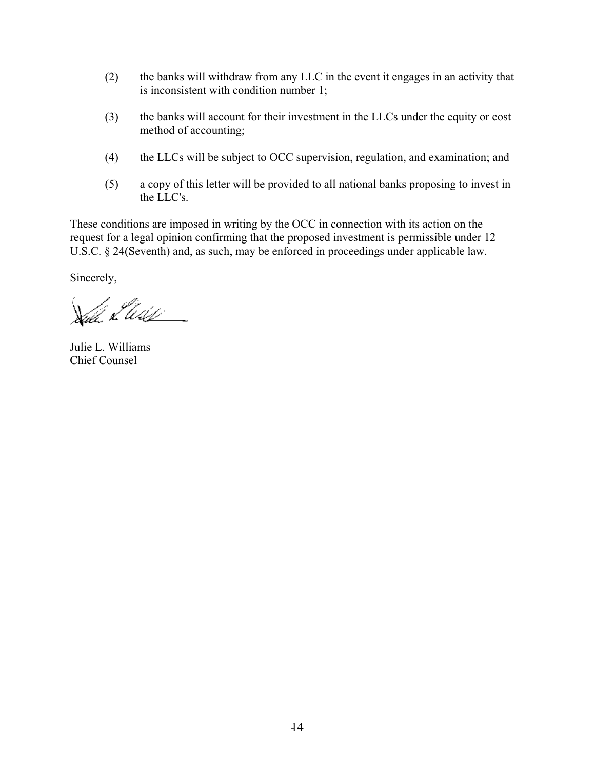(2) the banks will withdraw from any LLC in the event it engages in an activity that is inconsistent with condition number 1;

(3) the banks will account for their investment in the LLCs under the equity or cost method of accounting;

(4) the LLCs will be subject to OCC supervision, regulation, and examination; and

(5) a copy of this letter will be provided to all national banks proposing to invest in the LLC's.

These conditions are imposed in writing by the OCC in connection with its action on the request for a legal opinion confirming that the proposed investment is permissible under 12 U.S.C. § 24(Seventh) and, as such, may be enforced in proceedings under applicable law.

Sincerely,

Julie L. Williams
Chief Counsel